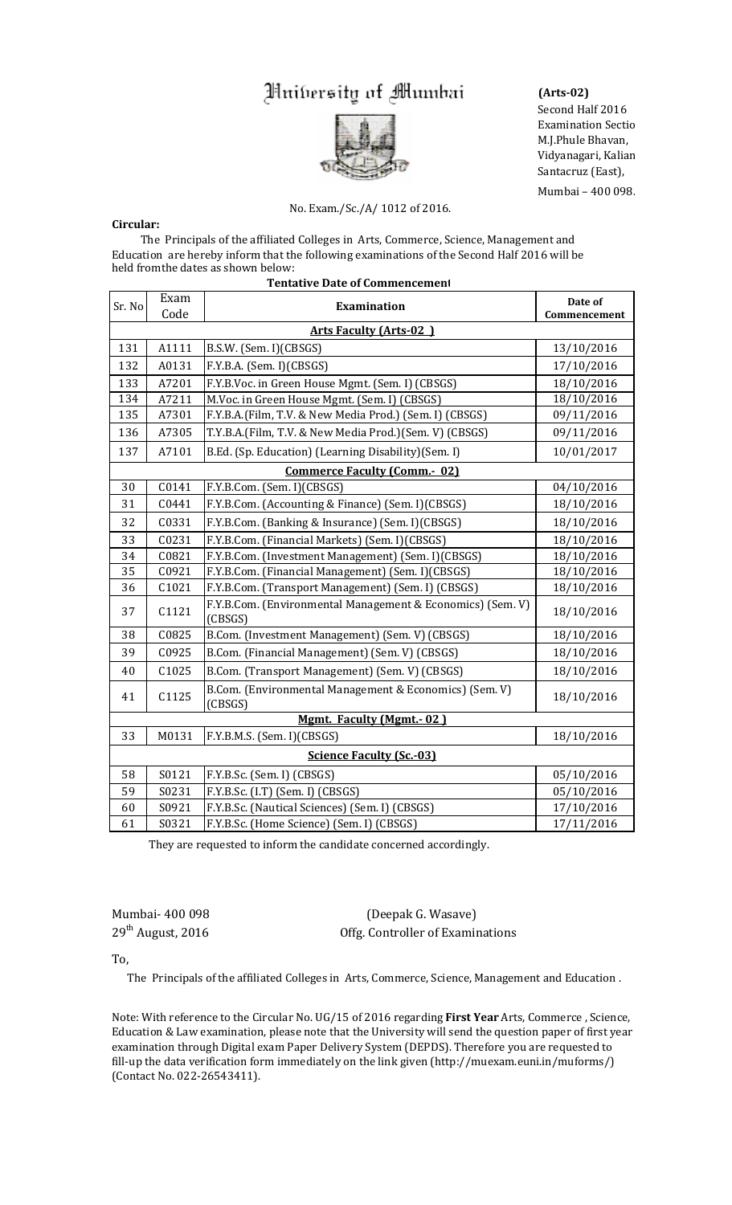# University of Mumbai

**(Arts-02)**
Second Half 2016
Examination Sectio
M.J.Phule Bhavan,
Vidyanagari, Kalian
Santacruz (East),
Mumbai – 400 098.

No. Exam./Sc./A/ 1012 of 2016.

**Circular:**

The Principals of the affiliated Colleges in Arts, Commerce, Science, Management and Education are hereby inform that the following examinations of the Second Half 2016 will be held fromthe dates as shown below:

**Tentative Date of Commencement**

| Sr. No | Exam Code | Examination | Date of Commencement |
|---|---|---|---|
| | | **Arts Faculty (Arts-02 )** | |
| 131 | A1111 | B.S.W. (Sem. I)(CBSGS) | 13/10/2016 |
| 132 | A0131 | F.Y.B.A. (Sem. I)(CBSGS) | 17/10/2016 |
| 133 | A7201 | F.Y.B.Voc. in Green House Mgmt. (Sem. I) (CBSGS) | 18/10/2016 |
| 134 | A7211 | M.Voc. in Green House Mgmt. (Sem. I) (CBSGS) | 18/10/2016 |
| 135 | A7301 | F.Y.B.A.(Film, T.V. & New Media Prod.) (Sem. I) (CBSGS) | 09/11/2016 |
| 136 | A7305 | T.Y.B.A.(Film, T.V. & New Media Prod.)(Sem. V) (CBSGS) | 09/11/2016 |
| 137 | A7101 | B.Ed. (Sp. Education) (Learning Disability)(Sem. I) | 10/01/2017 |
| | | **Commerce Faculty (Comm.- 02)** | |
| 30 | C0141 | F.Y.B.Com. (Sem. I)(CBSGS) | 04/10/2016 |
| 31 | C0441 | F.Y.B.Com. (Accounting & Finance) (Sem. I)(CBSGS) | 18/10/2016 |
| 32 | C0331 | F.Y.B.Com. (Banking & Insurance) (Sem. I)(CBSGS) | 18/10/2016 |
| 33 | C0231 | F.Y.B.Com. (Financial Markets) (Sem. I)(CBSGS) | 18/10/2016 |
| 34 | C0821 | F.Y.B.Com. (Investment Management) (Sem. I)(CBSGS) | 18/10/2016 |
| 35 | C0921 | F.Y.B.Com. (Financial Management) (Sem. I)(CBSGS) | 18/10/2016 |
| 36 | C1021 | F.Y.B.Com. (Transport Management) (Sem. I) (CBSGS) | 18/10/2016 |
| 37 | C1121 | F.Y.B.Com. (Environmental Management & Economics) (Sem. V) (CBSGS) | 18/10/2016 |
| 38 | C0825 | B.Com. (Investment Management) (Sem. V) (CBSGS) | 18/10/2016 |
| 39 | C0925 | B.Com. (Financial Management) (Sem. V) (CBSGS) | 18/10/2016 |
| 40 | C1025 | B.Com. (Transport Management) (Sem. V) (CBSGS) | 18/10/2016 |
| 41 | C1125 | B.Com. (Environmental Management & Economics) (Sem. V) (CBSGS) | 18/10/2016 |
| | | **Mgmt. Faculty (Mgmt.- 02 )** | |
| 33 | M0131 | F.Y.B.M.S. (Sem. I)(CBSGS) | 18/10/2016 |
| | | **Science Faculty (Sc.-03)** | |
| 58 | S0121 | F.Y.B.Sc. (Sem. I) (CBSGS) | 05/10/2016 |
| 59 | S0231 | F.Y.B.Sc. (I.T) (Sem. I) (CBSGS) | 05/10/2016 |
| 60 | S0921 | F.Y.B.Sc. (Nautical Sciences) (Sem. I) (CBSGS) | 17/10/2016 |
| 61 | S0321 | F.Y.B.Sc. (Home Science) (Sem. I) (CBSGS) | 17/11/2016 |

They are requested to inform the candidate concerned accordingly.

Mumbai- 400 098
29th August, 2016

(Deepak G. Wasave)
Offg. Controller of Examinations

To,

The Principals of the affiliated Colleges in Arts, Commerce, Science, Management and Education .

Note: With reference to the Circular No. UG/15 of 2016 regarding **First Year** Arts, Commerce , Science, Education & Law examination, please note that the University will send the question paper of first year examination through Digital exam Paper Delivery System (DEPDS). Therefore you are requested to fill-up the data verification form immediately on the link given (http://muexam.euni.in/muforms/) (Contact No. 022-26543411).